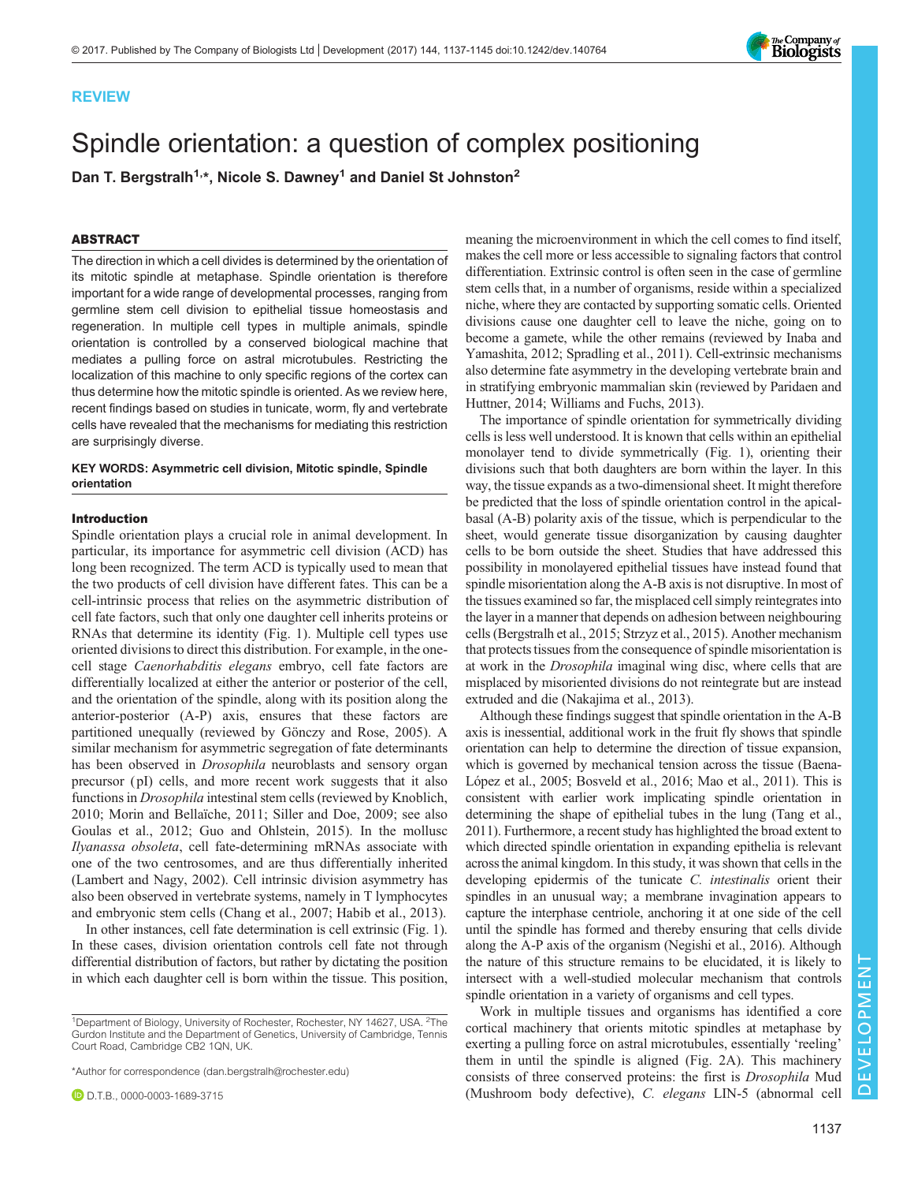REVIEW

# Spindle orientation: a question of complex positioning

**Dan T. Bergstralh[1,*], Nicole S. Dawney[1] and Daniel St Johnston[2]**

## ABSTRACT

The direction in which a cell divides is determined by the orientation of its mitotic spindle at metaphase. Spindle orientation is therefore important for a wide range of developmental processes, ranging from germline stem cell division to epithelial tissue homeostasis and regeneration. In multiple cell types in multiple animals, spindle orientation is controlled by a conserved biological machine that mediates a pulling force on astral microtubules. Restricting the localization of this machine to only specific regions of the cortex can thus determine how the mitotic spindle is oriented. As we review here, recent findings based on studies in tunicate, worm, fly and vertebrate cells have revealed that the mechanisms for mediating this restriction are surprisingly diverse.

**KEY WORDS: Asymmetric cell division, Mitotic spindle, Spindle orientation**

## Introduction

Spindle orientation plays a crucial role in animal development. In particular, its importance for asymmetric cell division (ACD) has long been recognized. The term ACD is typically used to mean that the two products of cell division have different fates. This can be a cell-intrinsic process that relies on the asymmetric distribution of cell fate factors, such that only one daughter cell inherits proteins or RNAs that determine its identity (Fig. 1). Multiple cell types use oriented divisions to direct this distribution. For example, in the one-cell stage *Caenorhabditis elegans* embryo, cell fate factors are differentially localized at either the anterior or posterior of the cell, and the orientation of the spindle, along with its position along the anterior-posterior (A-P) axis, ensures that these factors are partitioned unequally (reviewed by Gönczy and Rose, 2005). A similar mechanism for asymmetric segregation of fate determinants has been observed in *Drosophila* neuroblasts and sensory organ precursor (pI) cells, and more recent work suggests that it also functions in *Drosophila* intestinal stem cells (reviewed by Knoblich, 2010; Morin and Bellaïche, 2011; Siller and Doe, 2009; see also Goulas et al., 2012; Guo and Ohlstein, 2015). In the mollusc *Ilyanassa obsoleta*, cell fate-determining mRNAs associate with one of the two centrosomes, and are thus differentially inherited (Lambert and Nagy, 2002). Cell intrinsic division asymmetry has also been observed in vertebrate systems, namely in T lymphocytes and embryonic stem cells (Chang et al., 2007; Habib et al., 2013).

In other instances, cell fate determination is cell extrinsic (Fig. 1). In these cases, division orientation controls cell fate not through differential distribution of factors, but rather by dictating the position in which each daughter cell is born within the tissue. This position, meaning the microenvironment in which the cell comes to find itself, makes the cell more or less accessible to signaling factors that control differentiation. Extrinsic control is often seen in the case of germline stem cells that, in a number of organisms, reside within a specialized niche, where they are contacted by supporting somatic cells. Oriented divisions cause one daughter cell to leave the niche, going on to become a gamete, while the other remains (reviewed by Inaba and Yamashita, 2012; Spradling et al., 2011). Cell-extrinsic mechanisms also determine fate asymmetry in the developing vertebrate brain and in stratifying embryonic mammalian skin (reviewed by Paridaen and Huttner, 2014; Williams and Fuchs, 2013).

The importance of spindle orientation for symmetrically dividing cells is less well understood. It is known that cells within an epithelial monolayer tend to divide symmetrically (Fig. 1), orienting their divisions such that both daughters are born within the layer. In this way, the tissue expands as a two-dimensional sheet. It might therefore be predicted that the loss of spindle orientation control in the apical-basal (A-B) polarity axis of the tissue, which is perpendicular to the sheet, would generate tissue disorganization by causing daughter cells to be born outside the sheet. Studies that have addressed this possibility in monolayered epithelial tissues have instead found that spindle misorientation along the A-B axis is not disruptive. In most of the tissues examined so far, the misplaced cell simply reintegrates into the layer in a manner that depends on adhesion between neighbouring cells (Bergstralh et al., 2015; Strzyz et al., 2015). Another mechanism that protects tissues from the consequence of spindle misorientation is at work in the *Drosophila* imaginal wing disc, where cells that are misplaced by misoriented divisions do not reintegrate but are instead extruded and die (Nakajima et al., 2013).

Although these findings suggest that spindle orientation in the A-B axis is inessential, additional work in the fruit fly shows that spindle orientation can help to determine the direction of tissue expansion, which is governed by mechanical tension across the tissue (Baena-López et al., 2005; Bosveld et al., 2016; Mao et al., 2011). This is consistent with earlier work implicating spindle orientation in determining the shape of epithelial tubes in the lung (Tang et al., 2011). Furthermore, a recent study has highlighted the broad extent to which directed spindle orientation in expanding epithelia is relevant across the animal kingdom. In this study, it was shown that cells in the developing epidermis of the tunicate *C. intestinalis* orient their spindles in an unusual way; a membrane invagination appears to capture the interphase centriole, anchoring it at one side of the cell until the spindle has formed and thereby ensuring that cells divide along the A-P axis of the organism (Negishi et al., 2016). Although the nature of this structure remains to be elucidated, it is likely to intersect with a well-studied molecular mechanism that controls spindle orientation in a variety of organisms and cell types.

Work in multiple tissues and organisms has identified a core cortical machinery that orients mitotic spindles at metaphase by exerting a pulling force on astral microtubules, essentially 'reeling' them in until the spindle is aligned (Fig. 2A). This machinery consists of three conserved proteins: the first is *Drosophila* Mud (Mushroom body defective), *C. elegans* LIN-5 (abnormal cell

[1]Department of Biology, University of Rochester, Rochester, NY 14627, USA. [2]The Gurdon Institute and the Department of Genetics, University of Cambridge, Tennis Court Road, Cambridge CB2 1QN, UK.

*Author for correspondence (dan.bergstralh@rochester.edu)

D.T.B., 0000-0003-1689-3715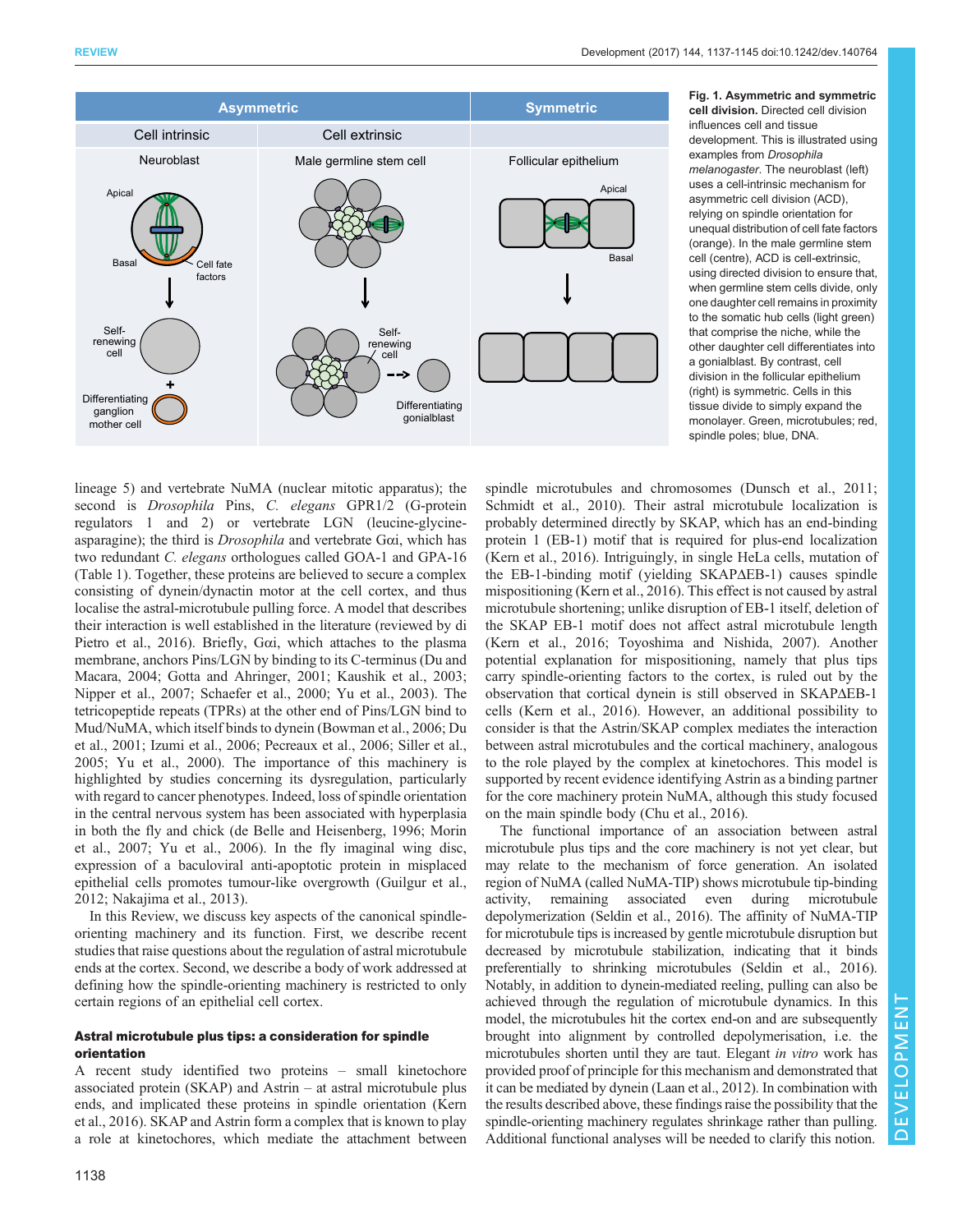**Fig. 1. Asymmetric and symmetric cell division.** Directed cell division influences cell and tissue development. This is illustrated using examples from *Drosophila melanogaster*. The neuroblast (left) uses a cell-intrinsic mechanism for asymmetric cell division (ACD), relying on spindle orientation for unequal distribution of cell fate factors (orange). In the male germline stem cell (centre), ACD is cell-extrinsic, using directed division to ensure that, when germline stem cells divide, only one daughter cell remains in proximity to the somatic hub cells (light green) that comprise the niche, while the other daughter cell differentiates into a gonialblast. By contrast, cell division in the follicular epithelium (right) is symmetric. Cells in this tissue divide to simply expand the monolayer. Green, microtubules; red, spindle poles; blue, DNA.

lineage 5) and vertebrate NuMA (nuclear mitotic apparatus); the second is *Drosophila* Pins, *C. elegans* GPR1/2 (G-protein regulators 1 and 2) or vertebrate LGN (leucine-glycine-asparagine); the third is *Drosophila* and vertebrate Gαi, which has two redundant *C. elegans* orthologues called GOA-1 and GPA-16 (Table 1). Together, these proteins are believed to secure a complex consisting of dynein/dynactin motor at the cell cortex, and thus localise the astral-microtubule pulling force. A model that describes their interaction is well established in the literature (reviewed by di Pietro et al., 2016). Briefly, Gαi, which attaches to the plasma membrane, anchors Pins/LGN by binding to its C-terminus (Du and Macara, 2004; Gotta and Ahringer, 2001; Kaushik et al., 2003; Nipper et al., 2007; Schaefer et al., 2000; Yu et al., 2003). The tetricopeptide repeats (TPRs) at the other end of Pins/LGN bind to Mud/NuMA, which itself binds to dynein (Bowman et al., 2006; Du et al., 2001; Izumi et al., 2006; Pecreaux et al., 2006; Siller et al., 2005; Yu et al., 2000). The importance of this machinery is highlighted by studies concerning its dysregulation, particularly with regard to cancer phenotypes. Indeed, loss of spindle orientation in the central nervous system has been associated with hyperplasia in both the fly and chick (de Belle and Heisenberg, 1996; Morin et al., 2007; Yu et al., 2006). In the fly imaginal wing disc, expression of a baculoviral anti-apoptotic protein in misplaced epithelial cells promotes tumour-like overgrowth (Guilgur et al., 2012; Nakajima et al., 2013).

In this Review, we discuss key aspects of the canonical spindle-orienting machinery and its function. First, we describe recent studies that raise questions about the regulation of astral microtubule ends at the cortex. Second, we describe a body of work addressed at defining how the spindle-orienting machinery is restricted to only certain regions of an epithelial cell cortex.

## Astral microtubule plus tips: a consideration for spindle orientation

A recent study identified two proteins – small kinetochore associated protein (SKAP) and Astrin – at astral microtubule plus ends, and implicated these proteins in spindle orientation (Kern et al., 2016). SKAP and Astrin form a complex that is known to play a role at kinetochores, which mediate the attachment between spindle microtubules and chromosomes (Dunsch et al., 2011; Schmidt et al., 2010). Their astral microtubule localization is probably determined directly by SKAP, which has an end-binding protein 1 (EB-1) motif that is required for plus-end localization (Kern et al., 2016). Intriguingly, in single HeLa cells, mutation of the EB-1-binding motif (yielding SKAPΔEB-1) causes spindle mispositioning (Kern et al., 2016). This effect is not caused by astral microtubule shortening; unlike disruption of EB-1 itself, deletion of the SKAP EB-1 motif does not affect astral microtubule length (Kern et al., 2016; Toyoshima and Nishida, 2007). Another potential explanation for mispositioning, namely that plus tips carry spindle-orienting factors to the cortex, is ruled out by the observation that cortical dynein is still observed in SKAPΔEB-1 cells (Kern et al., 2016). However, an additional possibility to consider is that the Astrin/SKAP complex mediates the interaction between astral microtubules and the cortical machinery, analogous to the role played by the complex at kinetochores. This model is supported by recent evidence identifying Astrin as a binding partner for the core machinery protein NuMA, although this study focused on the main spindle body (Chu et al., 2016).

The functional importance of an association between astral microtubule plus tips and the core machinery is not yet clear, but may relate to the mechanism of force generation. An isolated region of NuMA (called NuMA-TIP) shows microtubule tip-binding activity, remaining associated even during microtubule depolymerization (Seldin et al., 2016). The affinity of NuMA-TIP for microtubule tips is increased by gentle microtubule disruption but decreased by microtubule stabilization, indicating that it binds preferentially to shrinking microtubules (Seldin et al., 2016). Notably, in addition to dynein-mediated reeling, pulling can also be achieved through the regulation of microtubule dynamics. In this model, the microtubules hit the cortex end-on and are subsequently brought into alignment by controlled depolymerisation, i.e. the microtubules shorten until they are taut. Elegant *in vitro* work has provided proof of principle for this mechanism and demonstrated that it can be mediated by dynein (Laan et al., 2012). In combination with the results described above, these findings raise the possibility that the spindle-orienting machinery regulates shrinkage rather than pulling. Additional functional analyses will be needed to clarify this notion.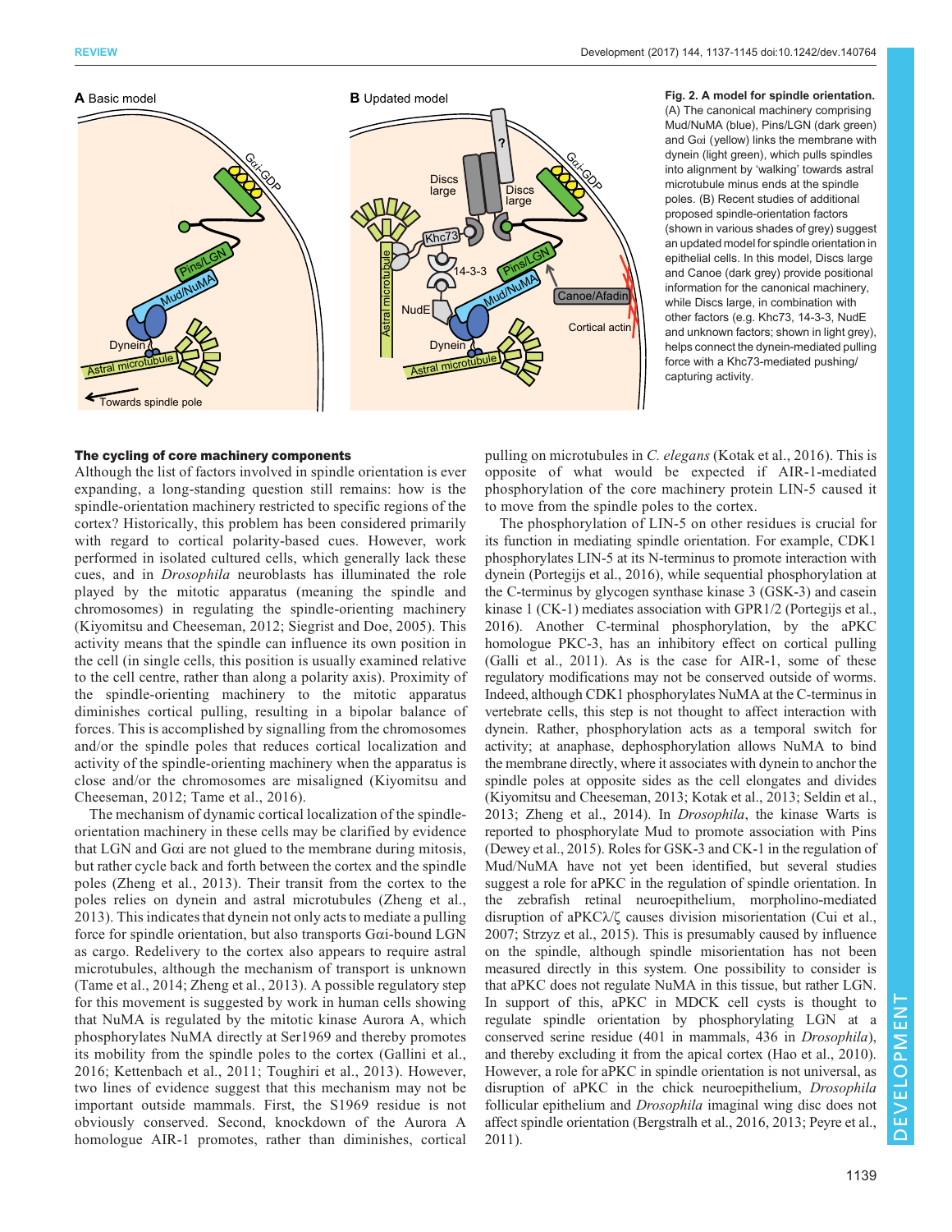**Fig. 2. A model for spindle orientation.** (A) The canonical machinery comprising Mud/NuMA (blue), Pins/LGN (dark green) and Gαi (yellow) links the membrane with dynein (light green), which pulls spindles into alignment by 'walking' towards astral microtubule minus ends at the spindle poles. (B) Recent studies of additional proposed spindle-orientation factors (shown in various shades of grey) suggest an updated model for spindle orientation in epithelial cells. In this model, Discs large and Canoe (dark grey) provide positional information for the canonical machinery, while Discs large, in combination with other factors (e.g. Khc73, 14-3-3, NudE and unknown factors; shown in light grey), helps connect the dynein-mediated pulling force with a Khc73-mediated pushing/capturing activity.

### The cycling of core machinery components

Although the list of factors involved in spindle orientation is ever expanding, a long-standing question still remains: how is the spindle-orientation machinery restricted to specific regions of the cortex? Historically, this problem has been considered primarily with regard to cortical polarity-based cues. However, work performed in isolated cultured cells, which generally lack these cues, and in *Drosophila* neuroblasts has illuminated the role played by the mitotic apparatus (meaning the spindle and chromosomes) in regulating the spindle-orienting machinery (Kiyomitsu and Cheeseman, 2012; Siegrist and Doe, 2005). This activity means that the spindle can influence its own position in the cell (in single cells, this position is usually examined relative to the cell centre, rather than along a polarity axis). Proximity of the spindle-orienting machinery to the mitotic apparatus diminishes cortical pulling, resulting in a bipolar balance of forces. This is accomplished by signalling from the chromosomes and/or the spindle poles that reduces cortical localization and activity of the spindle-orienting machinery when the apparatus is close and/or the chromosomes are misaligned (Kiyomitsu and Cheeseman, 2012; Tame et al., 2016).

The mechanism of dynamic cortical localization of the spindle-orientation machinery in these cells may be clarified by evidence that LGN and Gαi are not glued to the membrane during mitosis, but rather cycle back and forth between the cortex and the spindle poles (Zheng et al., 2013). Their transit from the cortex to the poles relies on dynein and astral microtubules (Zheng et al., 2013). This indicates that dynein not only acts to mediate a pulling force for spindle orientation, but also transports Gαi-bound LGN as cargo. Redelivery to the cortex also appears to require astral microtubules, although the mechanism of transport is unknown (Tame et al., 2014; Zheng et al., 2013). A possible regulatory step for this movement is suggested by work in human cells showing that NuMA is regulated by the mitotic kinase Aurora A, which phosphorylates NuMA directly at Ser1969 and thereby promotes its mobility from the spindle poles to the cortex (Gallini et al., 2016; Kettenbach et al., 2011; Toughiri et al., 2013). However, two lines of evidence suggest that this mechanism may not be important outside mammals. First, the S1969 residue is not obviously conserved. Second, knockdown of the Aurora A homologue AIR-1 promotes, rather than diminishes, cortical pulling on microtubules in *C. elegans* (Kotak et al., 2016). This is opposite of what would be expected if AIR-1-mediated phosphorylation of the core machinery protein LIN-5 caused it to move from the spindle poles to the cortex.

The phosphorylation of LIN-5 on other residues is crucial for its function in mediating spindle orientation. For example, CDK1 phosphorylates LIN-5 at its N-terminus to promote interaction with dynein (Portegijs et al., 2016), while sequential phosphorylation at the C-terminus by glycogen synthase kinase 3 (GSK-3) and casein kinase 1 (CK-1) mediates association with GPR1/2 (Portegijs et al., 2016). Another C-terminal phosphorylation, by the aPKC homologue PKC-3, has an inhibitory effect on cortical pulling (Galli et al., 2011). As is the case for AIR-1, some of these regulatory modifications may not be conserved outside of worms. Indeed, although CDK1 phosphorylates NuMA at the C-terminus in vertebrate cells, this step is not thought to affect interaction with dynein. Rather, phosphorylation acts as a temporal switch for activity; at anaphase, dephosphorylation allows NuMA to bind the membrane directly, where it associates with dynein to anchor the spindle poles at opposite sides as the cell elongates and divides (Kiyomitsu and Cheeseman, 2013; Kotak et al., 2013; Seldin et al., 2013; Zheng et al., 2014). In *Drosophila*, the kinase Warts is reported to phosphorylate Mud to promote association with Pins (Dewey et al., 2015). Roles for GSK-3 and CK-1 in the regulation of Mud/NuMA have not yet been identified, but several studies suggest a role for aPKC in the regulation of spindle orientation. In the zebrafish retinal neuroepithelium, morpholino-mediated disruption of aPKCλ/ζ causes division misorientation (Cui et al., 2007; Strzyz et al., 2015). This is presumably caused by influence on the spindle, although spindle misorientation has not been measured directly in this system. One possibility to consider is that aPKC does not regulate NuMA in this tissue, but rather LGN. In support of this, aPKC in MDCK cell cysts is thought to regulate spindle orientation by phosphorylating LGN at a conserved serine residue (401 in mammals, 436 in *Drosophila*), and thereby excluding it from the apical cortex (Hao et al., 2010). However, a role for aPKC in spindle orientation is not universal, as disruption of aPKC in the chick neuroepithelium, *Drosophila* follicular epithelium and *Drosophila* imaginal wing disc does not affect spindle orientation (Bergstralh et al., 2016, 2013; Peyre et al., 2011).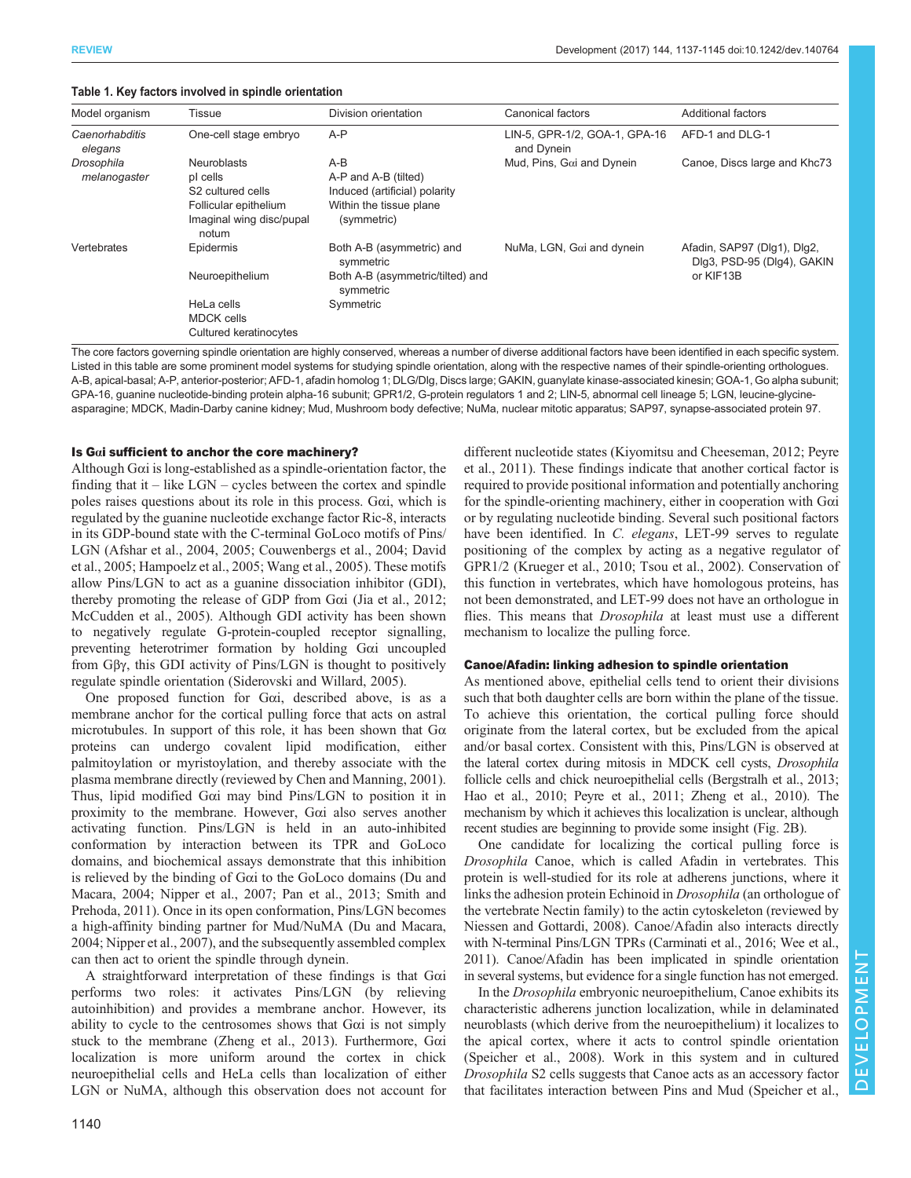**Table 1. Key factors involved in spindle orientation**

| Model organism | Tissue | Division orientation | Canonical factors | Additional factors |
|---|---|---|---|---|
| *Caenorhabditis elegans* | One-cell stage embryo | A-P | LIN-5, GPR-1/2, GOA-1, GPA-16 and Dynein | AFD-1 and DLG-1 |
| *Drosophila melanogaster* | Neuroblasts | A-B | Mud, Pins, Gαi and Dynein | Canoe, Discs large and Khc73 |
| | pI cells | A-P and A-B (tilted) | | |
| | S2 cultured cells | Induced (artificial) polarity | | |
| | Follicular epithelium | Within the tissue plane (symmetric) | | |
| | Imaginal wing disc/pupal notum | | | |
| Vertebrates | Epidermis | Both A-B (asymmetric) and symmetric | NuMa, LGN, Gαi and dynein | Afadin, SAP97 (Dlg1), Dlg2, Dlg3, PSD-95 (Dlg4), GAKIN or KIF13B |
| | Neuroepithelium | Both A-B (asymmetric/tilted) and symmetric | | |
| | HeLa cells | Symmetric | | |
| | MDCK cells | | | |
| | Cultured keratinocytes | | | |

The core factors governing spindle orientation are highly conserved, whereas a number of diverse additional factors have been identified in each specific system. Listed in this table are some prominent model systems for studying spindle orientation, along with the respective names of their spindle-orienting orthologues. A-B, apical-basal; A-P, anterior-posterior; AFD-1, afadin homolog 1; DLG/Dlg, Discs large; GAKIN, guanylate kinase-associated kinesin; GOA-1, Go alpha subunit; GPA-16, guanine nucleotide-binding protein alpha-16 subunit; GPR1/2, G-protein regulators 1 and 2; LIN-5, abnormal cell lineage 5; LGN, leucine-glycine-asparagine; MDCK, Madin-Darby canine kidney; Mud, Mushroom body defective; NuMa, nuclear mitotic apparatus; SAP97, synapse-associated protein 97.

#### Is Gαi sufficient to anchor the core machinery?

Although Gαi is long-established as a spindle-orientation factor, the finding that it – like LGN – cycles between the cortex and spindle poles raises questions about its role in this process. Gαi, which is regulated by the guanine nucleotide exchange factor Ric-8, interacts in its GDP-bound state with the C-terminal GoLoco motifs of Pins/LGN (Afshar et al., 2004, 2005; Couwenbergs et al., 2004; David et al., 2005; Hampoelz et al., 2005; Wang et al., 2005). These motifs allow Pins/LGN to act as a guanine dissociation inhibitor (GDI), thereby promoting the release of GDP from Gαi (Jia et al., 2012; McCudden et al., 2005). Although GDI activity has been shown to negatively regulate G-protein-coupled receptor signalling, preventing heterotrimer formation by holding Gαi uncoupled from Gβγ, this GDI activity of Pins/LGN is thought to positively regulate spindle orientation (Siderovski and Willard, 2005).

One proposed function for Gαi, described above, is as a membrane anchor for the cortical pulling force that acts on astral microtubules. In support of this role, it has been shown that Gα proteins can undergo covalent lipid modification, either palmitoylation or myristoylation, and thereby associate with the plasma membrane directly (reviewed by Chen and Manning, 2001). Thus, lipid modified Gαi may bind Pins/LGN to position it in proximity to the membrane. However, Gαi also serves another activating function. Pins/LGN is held in an auto-inhibited conformation by interaction between its TPR and GoLoco domains, and biochemical assays demonstrate that this inhibition is relieved by the binding of Gαi to the GoLoco domains (Du and Macara, 2004; Nipper et al., 2007; Pan et al., 2013; Smith and Prehoda, 2011). Once in its open conformation, Pins/LGN becomes a high-affinity binding partner for Mud/NuMA (Du and Macara, 2004; Nipper et al., 2007), and the subsequently assembled complex can then act to orient the spindle through dynein.

A straightforward interpretation of these findings is that Gαi performs two roles: it activates Pins/LGN (by relieving autoinhibition) and provides a membrane anchor. However, its ability to cycle to the centrosomes shows that Gαi is not simply stuck to the membrane (Zheng et al., 2013). Furthermore, Gαi localization is more uniform around the cortex in chick neuroepithelial cells and HeLa cells than localization of either LGN or NuMA, although this observation does not account for different nucleotide states (Kiyomitsu and Cheeseman, 2012; Peyre et al., 2011). These findings indicate that another cortical factor is required to provide positional information and potentially anchoring for the spindle-orienting machinery, either in cooperation with Gαi or by regulating nucleotide binding. Several such positional factors have been identified. In *C. elegans*, LET-99 serves to regulate positioning of the complex by acting as a negative regulator of GPR1/2 (Krueger et al., 2010; Tsou et al., 2002). Conservation of this function in vertebrates, which have homologous proteins, has not been demonstrated, and LET-99 does not have an orthologue in flies. This means that *Drosophila* at least must use a different mechanism to localize the pulling force.

#### Canoe/Afadin: linking adhesion to spindle orientation

As mentioned above, epithelial cells tend to orient their divisions such that both daughter cells are born within the plane of the tissue. To achieve this orientation, the cortical pulling force should originate from the lateral cortex, but be excluded from the apical and/or basal cortex. Consistent with this, Pins/LGN is observed at the lateral cortex during mitosis in MDCK cell cysts, *Drosophila* follicle cells and chick neuroepithelial cells (Bergstralh et al., 2013; Hao et al., 2010; Peyre et al., 2011; Zheng et al., 2010). The mechanism by which it achieves this localization is unclear, although recent studies are beginning to provide some insight (Fig. 2B).

One candidate for localizing the cortical pulling force is *Drosophila* Canoe, which is called Afadin in vertebrates. This protein is well-studied for its role at adherens junctions, where it links the adhesion protein Echinoid in *Drosophila* (an orthologue of the vertebrate Nectin family) to the actin cytoskeleton (reviewed by Niessen and Gottardi, 2008). Canoe/Afadin also interacts directly with N-terminal Pins/LGN TPRs (Carminati et al., 2016; Wee et al., 2011). Canoe/Afadin has been implicated in spindle orientation in several systems, but evidence for a single function has not emerged.

In the *Drosophila* embryonic neuroepithelium, Canoe exhibits its characteristic adherens junction localization, while in delaminated neuroblasts (which derive from the neuroepithelium) it localizes to the apical cortex, where it acts to control spindle orientation (Speicher et al., 2008). Work in this system and in cultured *Drosophila* S2 cells suggests that Canoe acts as an accessory factor that facilitates interaction between Pins and Mud (Speicher et al.,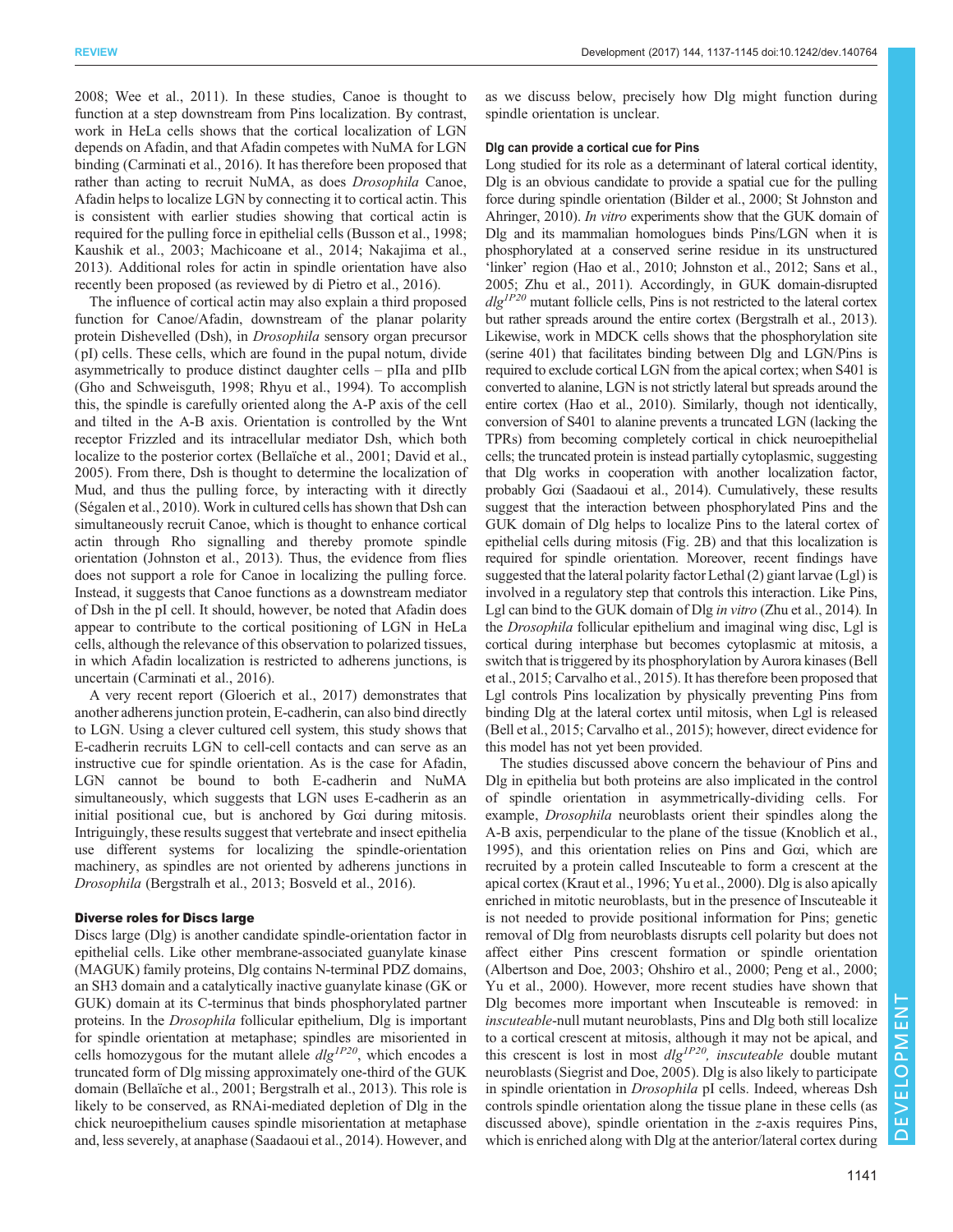2008; Wee et al., 2011). In these studies, Canoe is thought to function at a step downstream from Pins localization. By contrast, work in HeLa cells shows that the cortical localization of LGN depends on Afadin, and that Afadin competes with NuMA for LGN binding (Carminati et al., 2016). It has therefore been proposed that rather than acting to recruit NuMA, as does *Drosophila* Canoe, Afadin helps to localize LGN by connecting it to cortical actin. This is consistent with earlier studies showing that cortical actin is required for the pulling force in epithelial cells (Busson et al., 1998; Kaushik et al., 2003; Machicoane et al., 2014; Nakajima et al., 2013). Additional roles for actin in spindle orientation have also recently been proposed (as reviewed by di Pietro et al., 2016).

The influence of cortical actin may also explain a third proposed function for Canoe/Afadin, downstream of the planar polarity protein Dishevelled (Dsh), in *Drosophila* sensory organ precursor (pI) cells. These cells, which are found in the pupal notum, divide asymmetrically to produce distinct daughter cells – pIIa and pIIb (Gho and Schweisguth, 1998; Rhyu et al., 1994). To accomplish this, the spindle is carefully oriented along the A-P axis of the cell and tilted in the A-B axis. Orientation is controlled by the Wnt receptor Frizzled and its intracellular mediator Dsh, which both localize to the posterior cortex (Bellaïche et al., 2001; David et al., 2005). From there, Dsh is thought to determine the localization of Mud, and thus the pulling force, by interacting with it directly (Ségalen et al., 2010). Work in cultured cells has shown that Dsh can simultaneously recruit Canoe, which is thought to enhance cortical actin through Rho signalling and thereby promote spindle orientation (Johnston et al., 2013). Thus, the evidence from flies does not support a role for Canoe in localizing the pulling force. Instead, it suggests that Canoe functions as a downstream mediator of Dsh in the pI cell. It should, however, be noted that Afadin does appear to contribute to the cortical positioning of LGN in HeLa cells, although the relevance of this observation to polarized tissues, in which Afadin localization is restricted to adherens junctions, is uncertain (Carminati et al., 2016).

A very recent report (Gloerich et al., 2017) demonstrates that another adherens junction protein, E-cadherin, can also bind directly to LGN. Using a clever cultured cell system, this study shows that E-cadherin recruits LGN to cell-cell contacts and can serve as an instructive cue for spindle orientation. As is the case for Afadin, LGN cannot be bound to both E-cadherin and NuMA simultaneously, which suggests that LGN uses E-cadherin as an initial positional cue, but is anchored by Gαi during mitosis. Intriguingly, these results suggest that vertebrate and insect epithelia use different systems for localizing the spindle-orientation machinery, as spindles are not oriented by adherens junctions in *Drosophila* (Bergstralh et al., 2013; Bosveld et al., 2016).

## Diverse roles for Discs large

Discs large (Dlg) is another candidate spindle-orientation factor in epithelial cells. Like other membrane-associated guanylate kinase (MAGUK) family proteins, Dlg contains N-terminal PDZ domains, an SH3 domain and a catalytically inactive guanylate kinase (GK or GUK) domain at its C-terminus that binds phosphorylated partner proteins. In the *Drosophila* follicular epithelium, Dlg is important for spindle orientation at metaphase; spindles are misoriented in cells homozygous for the mutant allele $dlg^{1P20}$, which encodes a truncated form of Dlg missing approximately one-third of the GUK domain (Bellaïche et al., 2001; Bergstralh et al., 2013). This role is likely to be conserved, as RNAi-mediated depletion of Dlg in the chick neuroepithelium causes spindle misorientation at metaphase and, less severely, at anaphase (Saadaoui et al., 2014). However, and as we discuss below, precisely how Dlg might function during spindle orientation is unclear.

### Dlg can provide a cortical cue for Pins

Long studied for its role as a determinant of lateral cortical identity, Dlg is an obvious candidate to provide a spatial cue for the pulling force during spindle orientation (Bilder et al., 2000; St Johnston and Ahringer, 2010). *In vitro* experiments show that the GUK domain of Dlg and its mammalian homologues binds Pins/LGN when it is phosphorylated at a conserved serine residue in its unstructured 'linker' region (Hao et al., 2010; Johnston et al., 2012; Sans et al., 2005; Zhu et al., 2011). Accordingly, in GUK domain-disrupted $dlg^{1P20}$ mutant follicle cells, Pins is not restricted to the lateral cortex but rather spreads around the entire cortex (Bergstralh et al., 2013). Likewise, work in MDCK cells shows that the phosphorylation site (serine 401) that facilitates binding between Dlg and LGN/Pins is required to exclude cortical LGN from the apical cortex; when S401 is converted to alanine, LGN is not strictly lateral but spreads around the entire cortex (Hao et al., 2010). Similarly, though not identically, conversion of S401 to alanine prevents a truncated LGN (lacking the TPRs) from becoming completely cortical in chick neuroepithelial cells; the truncated protein is instead partially cytoplasmic, suggesting that Dlg works in cooperation with another localization factor, probably Gαi (Saadaoui et al., 2014). Cumulatively, these results suggest that the interaction between phosphorylated Pins and the GUK domain of Dlg helps to localize Pins to the lateral cortex of epithelial cells during mitosis (Fig. 2B) and that this localization is required for spindle orientation. Moreover, recent findings have suggested that the lateral polarity factor Lethal (2) giant larvae (Lgl) is involved in a regulatory step that controls this interaction. Like Pins, Lgl can bind to the GUK domain of Dlg *in vitro* (Zhu et al., 2014). In the *Drosophila* follicular epithelium and imaginal wing disc, Lgl is cortical during interphase but becomes cytoplasmic at mitosis, a switch that is triggered by its phosphorylation by Aurora kinases (Bell et al., 2015; Carvalho et al., 2015). It has therefore been proposed that Lgl controls Pins localization by physically preventing Pins from binding Dlg at the lateral cortex until mitosis, when Lgl is released (Bell et al., 2015; Carvalho et al., 2015); however, direct evidence for this model has not yet been provided.

The studies discussed above concern the behaviour of Pins and Dlg in epithelia but both proteins are also implicated in the control of spindle orientation in asymmetrically-dividing cells. For example, *Drosophila* neuroblasts orient their spindles along the A-B axis, perpendicular to the plane of the tissue (Knoblich et al., 1995), and this orientation relies on Pins and Gαi, which are recruited by a protein called Inscuteable to form a crescent at the apical cortex (Kraut et al., 1996; Yu et al., 2000). Dlg is also apically enriched in mitotic neuroblasts, but in the presence of Inscuteable it is not needed to provide positional information for Pins; genetic removal of Dlg from neuroblasts disrupts cell polarity but does not affect either Pins crescent formation or spindle orientation (Albertson and Doe, 2003; Ohshiro et al., 2000; Peng et al., 2000; Yu et al., 2000). However, more recent studies have shown that Dlg becomes more important when Inscuteable is removed: in *inscuteable*-null mutant neuroblasts, Pins and Dlg both still localize to a cortical crescent at mitosis, although it may not be apical, and this crescent is lost in most $dlg^{1P20}$, *inscuteable* double mutant neuroblasts (Siegrist and Doe, 2005). Dlg is also likely to participate in spindle orientation in *Drosophila* pI cells. Indeed, whereas Dsh controls spindle orientation along the tissue plane in these cells (as discussed above), spindle orientation in the *z*-axis requires Pins, which is enriched along with Dlg at the anterior/lateral cortex during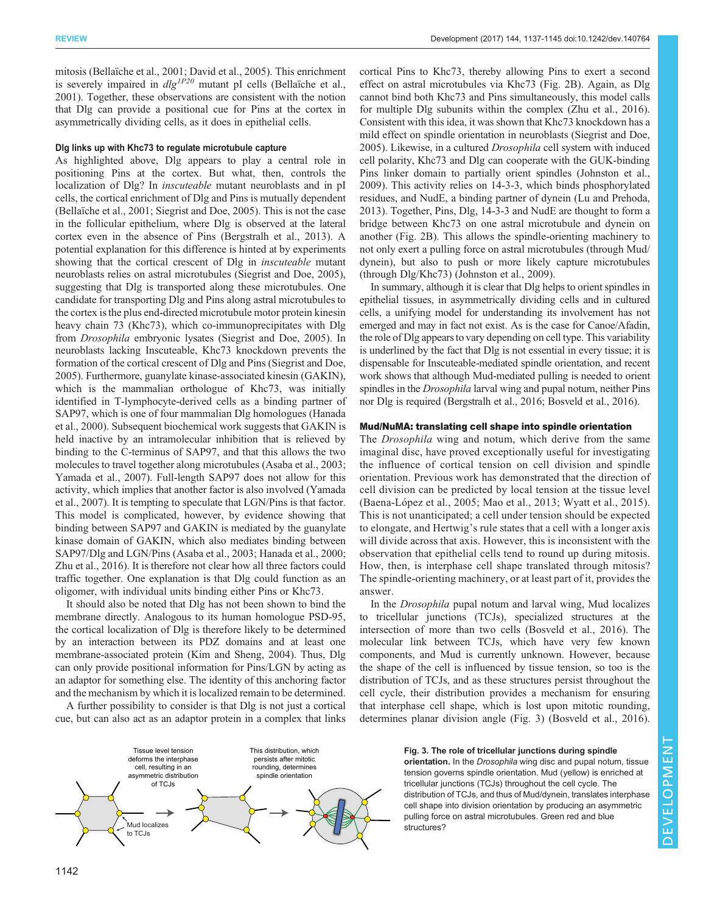mitosis (Bellaïche et al., 2001; David et al., 2005). This enrichment is severely impaired in *dlg[1P20]* mutant pI cells (Bellaïche et al., 2001). Together, these observations are consistent with the notion that Dlg can provide a positional cue for Pins at the cortex in asymmetrically dividing cells, as it does in epithelial cells.

### Dlg links up with Khc73 to regulate microtubule capture

As highlighted above, Dlg appears to play a central role in positioning Pins at the cortex. But what, then, controls the localization of Dlg? In *inscuteable* mutant neuroblasts and in pI cells, the cortical enrichment of Dlg and Pins is mutually dependent (Bellaïche et al., 2001; Siegrist and Doe, 2005). This is not the case in the follicular epithelium, where Dlg is observed at the lateral cortex even in the absence of Pins (Bergstralh et al., 2013). A potential explanation for this difference is hinted at by experiments showing that the cortical crescent of Dlg in *inscuteable* mutant neuroblasts relies on astral microtubules (Siegrist and Doe, 2005), suggesting that Dlg is transported along these microtubules. One candidate for transporting Dlg and Pins along astral microtubules to the cortex is the plus end-directed microtubule motor protein kinesin heavy chain 73 (Khc73), which co-immunoprecipitates with Dlg from *Drosophila* embryonic lysates (Siegrist and Doe, 2005). In neuroblasts lacking Inscuteable, Khc73 knockdown prevents the formation of the cortical crescent of Dlg and Pins (Siegrist and Doe, 2005). Furthermore, guanylate kinase-associated kinesin (GAKIN), which is the mammalian orthologue of Khc73, was initially identified in T-lymphocyte-derived cells as a binding partner of SAP97, which is one of four mammalian Dlg homologues (Hanada et al., 2000). Subsequent biochemical work suggests that GAKIN is held inactive by an intramolecular inhibition that is relieved by binding to the C-terminus of SAP97, and that this allows the two molecules to travel together along microtubules (Asaba et al., 2003; Yamada et al., 2007). Full-length SAP97 does not allow for this activity, which implies that another factor is also involved (Yamada et al., 2007). It is tempting to speculate that LGN/Pins is that factor. This model is complicated, however, by evidence showing that binding between SAP97 and GAKIN is mediated by the guanylate kinase domain of GAKIN, which also mediates binding between SAP97/Dlg and LGN/Pins (Asaba et al., 2003; Hanada et al., 2000; Zhu et al., 2016). It is therefore not clear how all three factors could traffic together. One explanation is that Dlg could function as an oligomer, with individual units binding either Pins or Khc73.

It should also be noted that Dlg has not been shown to bind the membrane directly. Analogous to its human homologue PSD-95, the cortical localization of Dlg is therefore likely to be determined by an interaction between its PDZ domains and at least one membrane-associated protein (Kim and Sheng, 2004). Thus, Dlg can only provide positional information for Pins/LGN by acting as an adaptor for something else. The identity of this anchoring factor and the mechanism by which it is localized remain to be determined.

A further possibility to consider is that Dlg is not just a cortical cue, but can also act as an adaptor protein in a complex that links cortical Pins to Khc73, thereby allowing Pins to exert a second effect on astral microtubules via Khc73 (Fig. 2B). Again, as Dlg cannot bind both Khc73 and Pins simultaneously, this model calls for multiple Dlg subunits within the complex (Zhu et al., 2016). Consistent with this idea, it was shown that Khc73 knockdown has a mild effect on spindle orientation in neuroblasts (Siegrist and Doe, 2005). Likewise, in a cultured *Drosophila* cell system with induced cell polarity, Khc73 and Dlg can cooperate with the GUK-binding Pins linker domain to partially orient spindles (Johnston et al., 2009). This activity relies on 14-3-3, which binds phosphorylated residues, and NudE, a binding partner of dynein (Lu and Prehoda, 2013). Together, Pins, Dlg, 14-3-3 and NudE are thought to form a bridge between Khc73 on one astral microtubule and dynein on another (Fig. 2B). This allows the spindle-orienting machinery to not only exert a pulling force on astral microtubules (through Mud/dynein), but also to push or more likely capture microtubules (through Dlg/Khc73) (Johnston et al., 2009).

In summary, although it is clear that Dlg helps to orient spindles in epithelial tissues, in asymmetrically dividing cells and in cultured cells, a unifying model for understanding its involvement has not emerged and may in fact not exist. As is the case for Canoe/Afadin, the role of Dlg appears to vary depending on cell type. This variability is underlined by the fact that Dlg is not essential in every tissue; it is dispensable for Inscuteable-mediated spindle orientation, and recent work shows that although Mud-mediated pulling is needed to orient spindles in the *Drosophila* larval wing and pupal notum, neither Pins nor Dlg is required (Bergstralh et al., 2016; Bosveld et al., 2016).

### Mud/NuMA: translating cell shape into spindle orientation

The *Drosophila* wing and notum, which derive from the same imaginal disc, have proved exceptionally useful for investigating the influence of cortical tension on cell division and spindle orientation. Previous work has demonstrated that the direction of cell division can be predicted by local tension at the tissue level (Baena-López et al., 2005; Mao et al., 2013; Wyatt et al., 2015). This is not unanticipated; a cell under tension should be expected to elongate, and Hertwig's rule states that a cell with a longer axis will divide across that axis. However, this is inconsistent with the observation that epithelial cells tend to round up during mitosis. How, then, is interphase cell shape translated through mitosis? The spindle-orienting machinery, or at least part of it, provides the answer.

In the *Drosophila* pupal notum and larval wing, Mud localizes to tricellular junctions (TCJs), specialized structures at the intersection of more than two cells (Bosveld et al., 2016). The molecular link between TCJs, which have very few known components, and Mud is currently unknown. However, because the shape of the cell is influenced by tissue tension, so too is the distribution of TCJs, and as these structures persist throughout the cell cycle, their distribution provides a mechanism for ensuring that interphase cell shape, which is lost upon mitotic rounding, determines planar division angle (Fig. 3) (Bosveld et al., 2016).

Tissue level tension deforms the interphase cell, resulting in an asymmetric distribution of TCJs

This distribution, which persists after mitotic rounding, determines spindle orientation.

Mud localizes to TCJs

**Fig. 3. The role of tricellular junctions during spindle orientation.** In the *Drosophila* wing disc and pupal notum, tissue tension governs spindle orientation. Mud (yellow) is enriched at tricellular junctions (TCJs) throughout the cell cycle. The distribution of TCJs, and thus of Mud/dynein, translates interphase cell shape into division orientation by producing an asymmetric pulling force on astral microtubules. Green red and blue structures?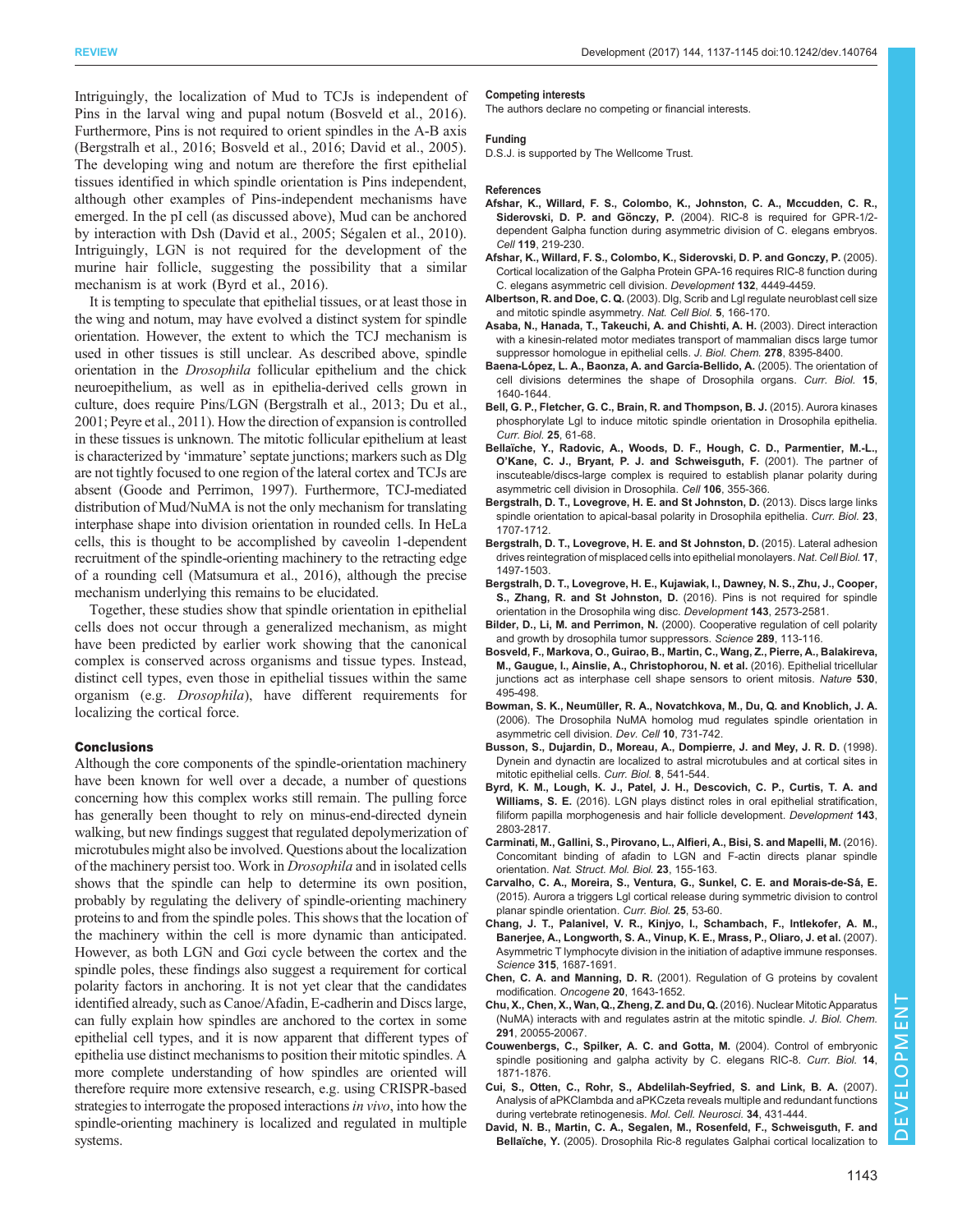Intriguingly, the localization of Mud to TCJs is independent of Pins in the larval wing and pupal notum (Bosveld et al., 2016). Furthermore, Pins is not required to orient spindles in the A-B axis (Bergstralh et al., 2016; Bosveld et al., 2016; David et al., 2005). The developing wing and notum are therefore the first epithelial tissues identified in which spindle orientation is Pins independent, although other examples of Pins-independent mechanisms have emerged. In the pI cell (as discussed above), Mud can be anchored by interaction with Dsh (David et al., 2005; Ségalen et al., 2010). Intriguingly, LGN is not required for the development of the murine hair follicle, suggesting the possibility that a similar mechanism is at work (Byrd et al., 2016).

It is tempting to speculate that epithelial tissues, or at least those in the wing and notum, may have evolved a distinct system for spindle orientation. However, the extent to which the TCJ mechanism is used in other tissues is still unclear. As described above, spindle orientation in the *Drosophila* follicular epithelium and the chick neuroepithelium, as well as in epithelia-derived cells grown in culture, does require Pins/LGN (Bergstralh et al., 2013; Du et al., 2001; Peyre et al., 2011). How the direction of expansion is controlled in these tissues is unknown. The mitotic follicular epithelium at least is characterized by 'immature' septate junctions; markers such as Dlg are not tightly focused to one region of the lateral cortex and TCJs are absent (Goode and Perrimon, 1997). Furthermore, TCJ-mediated distribution of Mud/NuMA is not the only mechanism for translating interphase shape into division orientation in rounded cells. In HeLa cells, this is thought to be accomplished by caveolin 1-dependent recruitment of the spindle-orienting machinery to the retracting edge of a rounding cell (Matsumura et al., 2016), although the precise mechanism underlying this remains to be elucidated.

Together, these studies show that spindle orientation in epithelial cells does not occur through a generalized mechanism, as might have been predicted by earlier work showing that the canonical complex is conserved across organisms and tissue types. Instead, distinct cell types, even those in epithelial tissues within the same organism (e.g. *Drosophila*), have different requirements for localizing the cortical force.

## Conclusions

Although the core components of the spindle-orientation machinery have been known for well over a decade, a number of questions concerning how this complex works still remain. The pulling force has generally been thought to rely on minus-end-directed dynein walking, but new findings suggest that regulated depolymerization of microtubules might also be involved. Questions about the localization of the machinery persist too. Work in *Drosophila* and in isolated cells shows that the spindle can help to determine its own position, probably by regulating the delivery of spindle-orienting machinery proteins to and from the spindle poles. This shows that the location of the machinery within the cell is more dynamic than anticipated. However, as both LGN and Gαi cycle between the cortex and the spindle poles, these findings also suggest a requirement for cortical polarity factors in anchoring. It is not yet clear that the candidates identified already, such as Canoe/Afadin, E-cadherin and Discs large, can fully explain how spindles are anchored to the cortex in some epithelial cell types, and it is now apparent that different types of epithelia use distinct mechanisms to position their mitotic spindles. A more complete understanding of how spindles are oriented will therefore require more extensive research, e.g. using CRISPR-based strategies to interrogate the proposed interactions *in vivo*, into how the spindle-orienting machinery is localized and regulated in multiple systems.

#### Competing interests

The authors declare no competing or financial interests.

#### Funding

D.S.J. is supported by The Wellcome Trust.

#### References

**Afshar, K., Willard, F. S., Colombo, K., Johnston, C. A., Mccudden, C. R., Siderovski, D. P. and Gönczy, P.** (2004). RIC-8 is required for GPR-1/2-dependent Galpha function during asymmetric division of C. elegans embryos. *Cell* **119**, 219-230.

**Afshar, K., Willard, F. S., Colombo, K., Siderovski, D. P. and Gonczy, P.** (2005). Cortical localization of the Galpha Protein GPA-16 requires RIC-8 function during C. elegans asymmetric cell division. *Development* **132**, 4449-4459.

**Albertson, R. and Doe, C. Q.** (2003). Dlg, Scrib and Lgl regulate neuroblast cell size and mitotic spindle asymmetry. *Nat. Cell Biol.* **5**, 166-170.

**Asaba, N., Hanada, T., Takeuchi, A. and Chishti, A. H.** (2003). Direct interaction with a kinesin-related motor mediates transport of mammalian discs large tumor suppressor homologue in epithelial cells. *J. Biol. Chem.* **278**, 8395-8400.

**Baena-López, L. A., Baonza, A. and García-Bellido, A.** (2005). The orientation of cell divisions determines the shape of Drosophila organs. *Curr. Biol.* **15**, 1640-1644.

**Bell, G. P., Fletcher, G. C., Brain, R. and Thompson, B. J.** (2015). Aurora kinases phosphorylate Lgl to induce mitotic spindle orientation in Drosophila epithelia. *Curr. Biol.* **25**, 61-68.

**Bellaïche, Y., Radovic, A., Woods, D. F., Hough, C. D., Parmentier, M.-L., O'Kane, C. J., Bryant, P. J. and Schweisguth, F.** (2001). The partner of inscuteable/discs-large complex is required to establish planar polarity during asymmetric cell division in Drosophila. *Cell* **106**, 355-366.

**Bergstralh, D. T., Lovegrove, H. E. and St Johnston, D.** (2013). Discs large links spindle orientation to apical-basal polarity in Drosophila epithelia. *Curr. Biol.* **23**, 1707-1712.

**Bergstralh, D. T., Lovegrove, H. E. and St Johnston, D.** (2015). Lateral adhesion drives reintegration of misplaced cells into epithelial monolayers. *Nat. Cell Biol.* **17**, 1497-1503.

**Bergstralh, D. T., Lovegrove, H. E., Kujawiak, I., Dawney, N. S., Zhu, J., Cooper, S., Zhang, R. and St Johnston, D.** (2016). Pins is not required for spindle orientation in the Drosophila wing disc. *Development* **143**, 2573-2581.

**Bilder, D., Li, M. and Perrimon, N.** (2000). Cooperative regulation of cell polarity and growth by drosophila tumor suppressors. *Science* **289**, 113-116.

**Bosveld, F., Markova, O., Guirao, B., Martin, C., Wang, Z., Pierre, A., Balakireva, M., Gaugue, I., Ainslie, A., Christophorou, N. et al.** (2016). Epithelial tricellular junctions act as interphase cell shape sensors to orient mitosis. *Nature* **530**, 495-498.

**Bowman, S. K., Neumüller, R. A., Novatchkova, M., Du, Q. and Knoblich, J. A.** (2006). The Drosophila NuMA homolog mud regulates spindle orientation in asymmetric cell division. *Dev. Cell* **10**, 731-742.

**Busson, S., Dujardin, D., Moreau, A., Dompierre, J. and Mey, J. R. D.** (1998). Dynein and dynactin are localized to astral microtubules and at cortical sites in mitotic epithelial cells. *Curr. Biol.* **8**, 541-544.

**Byrd, K. M., Lough, K. J., Patel, J. H., Descovich, C. P., Curtis, T. A. and Williams, S. E.** (2016). LGN plays distinct roles in oral epithelial stratification, filiform papilla morphogenesis and hair follicle development. *Development* **143**, 2803-2817.

**Carminati, M., Gallini, S., Pirovano, L., Alfieri, A., Bisi, S. and Mapelli, M.** (2016). Concomitant binding of afadin to LGN and F-actin directs planar spindle orientation. *Nat. Struct. Mol. Biol.* **23**, 155-163.

**Carvalho, C. A., Moreira, S., Ventura, G., Sunkel, C. E. and Morais-de-Sá, E.** (2015). Aurora a triggers Lgl cortical release during symmetric division to control planar spindle orientation. *Curr. Biol.* **25**, 53-60.

**Chang, J. T., Palanivel, V. R., Kinjyo, I., Schambach, F., Intlekofer, A. M., Banerjee, A., Longworth, S. A., Vinup, K. E., Mrass, P., Oliaro, J. et al.** (2007). Asymmetric T lymphocyte division in the initiation of adaptive immune responses. *Science* **315**, 1687-1691.

**Chen, C. A. and Manning, D. R.** (2001). Regulation of G proteins by covalent modification. *Oncogene* **20**, 1643-1652.

**Chu, X., Chen, X., Wan, Q., Zheng, Z. and Du, Q.** (2016). Nuclear Mitotic Apparatus (NuMA) interacts with and regulates astrin at the mitotic spindle. *J. Biol. Chem.* **291**, 20055-20067.

**Couwenbergs, C., Spilker, A. C. and Gotta, M.** (2004). Control of embryonic spindle positioning and galpha activity by C. elegans RIC-8. *Curr. Biol.* **14**, 1871-1876.

**Cui, S., Otten, C., Rohr, S., Abdelilah-Seyfried, S. and Link, B. A.** (2007). Analysis of aPKClambda and aPKCzeta reveals multiple and redundant functions during vertebrate retinogenesis. *Mol. Cell. Neurosci.* **34**, 431-444.

**David, N. B., Martin, C. A., Segalen, M., Rosenfeld, F., Schweisguth, F. and Bellaïche, Y.** (2005). Drosophila Ric-8 regulates Galphai cortical localization to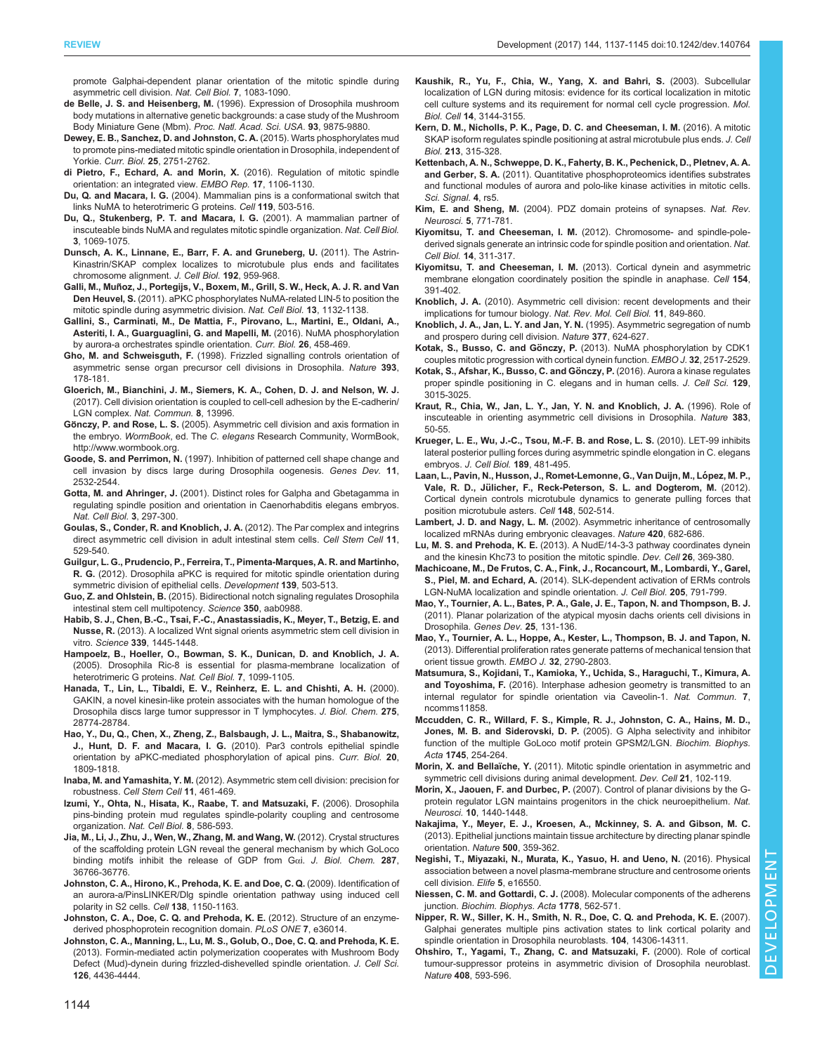promote Galphai-dependent planar orientation of the mitotic spindle during asymmetric cell division. *Nat. Cell Biol.* **7**, 1083-1090.

**de Belle, J. S. and Heisenberg, M.** (1996). Expression of Drosophila mushroom body mutations in alternative genetic backgrounds: a case study of the Mushroom Body Miniature Gene (Mbm). *Proc. Natl. Acad. Sci. USA.* **93**, 9875-9880.

**Dewey, E. B., Sanchez, D. and Johnston, C. A.** (2015). Warts phosphorylates mud to promote pins-mediated mitotic spindle orientation in Drosophila, independent of Yorkie. *Curr. Biol.* **25**, 2751-2762.

**di Pietro, F., Echard, A. and Morin, X.** (2016). Regulation of mitotic spindle orientation: an integrated view. *EMBO Rep.* **17**, 1106-1130.

**Du, Q. and Macara, I. G.** (2004). Mammalian pins is a conformational switch that links NuMA to heterotrimeric G proteins. *Cell* **119**, 503-516.

**Du, Q., Stukenberg, P. T. and Macara, I. G.** (2001). A mammalian partner of inscuteable binds NuMA and regulates mitotic spindle organization. *Nat. Cell Biol.* **3**, 1069-1075.

**Dunsch, A. K., Linnane, E., Barr, F. A. and Gruneberg, U.** (2011). The Astrin-Kinastrin/SKAP complex localizes to microtubule plus ends and facilitates chromosome alignment. *J. Cell Biol.* **192**, 959-968.

**Galli, M., Muñoz, J., Portegijs, V., Boxem, M., Grill, S. W., Heck, A. J. R. and Van Den Heuvel, S.** (2011). aPKC phosphorylates NuMA-related LIN-5 to position the mitotic spindle during asymmetric division. *Nat. Cell Biol.* **13**, 1132-1138.

**Gallini, S., Carminati, M., De Mattia, F., Pirovano, L., Martini, E., Oldani, A., Asteriti, I. A., Guarguaglini, G. and Mapelli, M.** (2016). NuMA phosphorylation by aurora-a orchestrates spindle orientation. *Curr. Biol.* **26**, 458-469.

**Gho, M. and Schweisguth, F.** (1998). Frizzled signalling controls orientation of asymmetric sense organ precursor cell divisions in Drosophila. *Nature* **393**, 178-181.

**Gloerich, M., Bianchini, J. M., Siemers, K. A., Cohen, D. J. and Nelson, W. J.** (2017). Cell division orientation is coupled to cell-cell adhesion by the E-cadherin/LGN complex. *Nat. Commun.* **8**, 13996.

**Gönczy, P. and Rose, L. S.** (2005). Asymmetric cell division and axis formation in the embryo. *WormBook*, ed. The *C. elegans* Research Community, WormBook, http://www.wormbook.org.

**Goode, S. and Perrimon, N.** (1997). Inhibition of patterned cell shape change and cell invasion by discs large during Drosophila oogenesis. *Genes Dev.* **11**, 2532-2544.

**Gotta, M. and Ahringer, J.** (2001). Distinct roles for Galpha and Gbetagamma in regulating spindle position and orientation in Caenorhabditis elegans embryos. *Nat. Cell Biol.* **3**, 297-300.

**Goulas, S., Conder, R. and Knoblich, J. A.** (2012). The Par complex and integrins direct asymmetric cell division in adult intestinal stem cells. *Cell Stem Cell* **11**, 529-540.

**Guilgur, L. G., Prudencio, P., Ferreira, T., Pimenta-Marques, A. R. and Martinho, R. G.** (2012). Drosophila aPKC is required for mitotic spindle orientation during symmetric division of epithelial cells. *Development* **139**, 503-513.

**Guo, Z. and Ohlstein, B.** (2015). Bidirectional notch signaling regulates Drosophila intestinal stem cell multipotency. *Science* **350**, aab0988.

**Habib, S. J., Chen, B.-C., Tsai, F.-C., Anastassiadis, K., Meyer, T., Betzig, E. and Nusse, R.** (2013). A localized Wnt signal orients asymmetric stem cell division in vitro. *Science* **339**, 1445-1448.

**Hampoelz, B., Hoeller, O., Bowman, S. K., Dunican, D. and Knoblich, J. A.** (2005). Drosophila Ric-8 is essential for plasma-membrane localization of heterotrimeric G proteins. *Nat. Cell Biol.* **7**, 1099-1105.

**Hanada, T., Lin, L., Tibaldi, E. V., Reinherz, E. L. and Chishti, A. H.** (2000). GAKIN, a novel kinesin-like protein associates with the human homologue of the Drosophila discs large tumor suppressor in T lymphocytes. *J. Biol. Chem.* **275**, 28774-28784.

**Hao, Y., Du, Q., Chen, X., Zheng, Z., Balsbaugh, J. L., Maitra, S., Shabanowitz, J., Hunt, D. F. and Macara, I. G.** (2010). Par3 controls epithelial spindle orientation by aPKC-mediated phosphorylation of apical pins. *Curr. Biol.* **20**, 1809-1818.

**Inaba, M. and Yamashita, Y. M.** (2012). Asymmetric stem cell division: precision for robustness. *Cell Stem Cell* **11**, 461-469.

**Izumi, Y., Ohta, N., Hisata, K., Raabe, T. and Matsuzaki, F.** (2006). Drosophila pins-binding protein mud regulates spindle-polarity coupling and centrosome organization. *Nat. Cell Biol.* **8**, 586-593.

**Jia, M., Li, J., Zhu, J., Wen, W., Zhang, M. and Wang, W.** (2012). Crystal structures of the scaffolding protein LGN reveal the general mechanism by which GoLoco binding motifs inhibit the release of GDP from Gαi. *J. Biol. Chem.* **287**, 36766-36776.

**Johnston, C. A., Hirono, K., Prehoda, K. E. and Doe, C. Q.** (2009). Identification of an aurora-a/PinsLINKER/Dlg spindle orientation pathway using induced cell polarity in S2 cells. *Cell* **138**, 1150-1163.

**Johnston, C. A., Doe, C. Q. and Prehoda, K. E.** (2012). Structure of an enzyme-derived phosphoprotein recognition domain. *PLoS ONE* **7**, e36014.

**Johnston, C. A., Manning, L., Lu, M. S., Golub, O., Doe, C. Q. and Prehoda, K. E.** (2013). Formin-mediated actin polymerization cooperates with Mushroom Body Defect (Mud)-dynein during frizzled-dishevelled spindle orientation. *J. Cell Sci.* **126**, 4436-4444.

**Kaushik, R., Yu, F., Chia, W., Yang, X. and Bahri, S.** (2003). Subcellular localization of LGN during mitosis: evidence for its cortical localization in mitotic cell culture systems and its requirement for normal cell cycle progression. *Mol. Biol. Cell* **14**, 3144-3155.

**Kern, D. M., Nicholls, P. K., Page, D. C. and Cheeseman, I. M.** (2016). A mitotic SKAP isoform regulates spindle positioning at astral microtubule plus ends. *J. Cell Biol.* **213**, 315-328.

**Kettenbach, A. N., Schweppe, D. K., Faherty, B. K., Pechenick, D., Pletnev, A. A. and Gerber, S. A.** (2011). Quantitative phosphoproteomics identifies substrates and functional modules of aurora and polo-like kinase activities in mitotic cells. *Sci. Signal.* **4**, rs5.

**Kim, E. and Sheng, M.** (2004). PDZ domain proteins of synapses. *Nat. Rev. Neurosci.* **5**, 771-781.

**Kiyomitsu, T. and Cheeseman, I. M.** (2012). Chromosome- and spindle-pole-derived signals generate an intrinsic code for spindle position and orientation. *Nat. Cell Biol.* **14**, 311-317.

**Kiyomitsu, T. and Cheeseman, I. M.** (2013). Cortical dynein and asymmetric membrane elongation coordinately position the spindle in anaphase. *Cell* **154**, 391-402.

**Knoblich, J. A.** (2010). Asymmetric cell division: recent developments and their implications for tumour biology. *Nat. Rev. Mol. Cell Biol.* **11**, 849-860.

**Knoblich, J. A., Jan, L. Y. and Jan, Y. N.** (1995). Asymmetric segregation of numb and prospero during cell division. *Nature* **377**, 624-627.

**Kotak, S., Busso, C. and Gönczy, P.** (2013). NuMA phosphorylation by CDK1 couples mitotic progression with cortical dynein function. *EMBO J.* **32**, 2517-2529.

**Kotak, S., Afshar, K., Busso, C. and Gönczy, P.** (2016). Aurora a kinase regulates proper spindle positioning in C. elegans and in human cells. *J. Cell Sci.* **129**, 3015-3025.

**Kraut, R., Chia, W., Jan, L. Y., Jan, Y. N. and Knoblich, J. A.** (1996). Role of inscuteable in orienting asymmetric cell divisions in Drosophila. *Nature* **383**, 50-55.

**Krueger, L. E., Wu, J.-C., Tsou, M.-F. B. and Rose, L. S.** (2010). LET-99 inhibits lateral posterior pulling forces during asymmetric spindle elongation in C. elegans embryos. *J. Cell Biol.* **189**, 481-495.

**Laan, L., Pavin, N., Husson, J., Romet-Lemonne, G., Van Duijn, M., López, M. P., Vale, R. D., Jülicher, F., Reck-Peterson, S. L. and Dogterom, M.** (2012). Cortical dynein controls microtubule dynamics to generate pulling forces that position microtubule asters. *Cell* **148**, 502-514.

**Lambert, J. D. and Nagy, L. M.** (2002). Asymmetric inheritance of centrosomally localized mRNAs during embryonic cleavages. *Nature* **420**, 682-686.

**Lu, M. S. and Prehoda, K. E.** (2013). A NudE/14-3-3 pathway coordinates dynein and the kinesin Khc73 to position the mitotic spindle. *Dev. Cell* **26**, 369-380.

**Machicoane, M., De Frutos, C. A., Fink, J., Rocancourt, M., Lombardi, Y., Garel, S., Piel, M. and Echard, A.** (2014). SLK-dependent activation of ERMs controls LGN-NuMA localization and spindle orientation. *J. Cell Biol.* **205**, 791-799.

**Mao, Y., Tournier, A. L., Bates, P. A., Gale, J. E., Tapon, N. and Thompson, B. J.** (2011). Planar polarization of the atypical myosin dachs orients cell divisions in Drosophila. *Genes Dev.* **25**, 131-136.

**Mao, Y., Tournier, A. L., Hoppe, A., Kester, L., Thompson, B. J. and Tapon, N.** (2013). Differential proliferation rates generate patterns of mechanical tension that orient tissue growth. *EMBO J.* **32**, 2790-2803.

**Matsumura, S., Kojidani, T., Kamioka, Y., Uchida, S., Haraguchi, T., Kimura, A. and Toyoshima, F.** (2016). Interphase adhesion geometry is transmitted to an internal regulator for spindle orientation via Caveolin-1. *Nat. Commun.* **7**, ncomms11858.

**Mccudden, C. R., Willard, F. S., Kimple, R. J., Johnston, C. A., Hains, M. D., Jones, M. B. and Siderovski, D. P.** (2005). G Alpha selectivity and inhibitor function of the multiple GoLoco motif protein GPSM2/LGN. *Biochim. Biophys. Acta* **1745**, 254-264.

**Morin, X. and Bellaïche, Y.** (2011). Mitotic spindle orientation in asymmetric and symmetric cell divisions during animal development. *Dev. Cell* **21**, 102-119.

**Morin, X., Jaouen, F. and Durbec, P.** (2007). Control of planar divisions by the G-protein regulator LGN maintains progenitors in the chick neuroepithelium. *Nat. Neurosci.* **10**, 1440-1448.

**Nakajima, Y., Meyer, E. J., Kroesen, A., Mckinney, S. A. and Gibson, M. C.** (2013). Epithelial junctions maintain tissue architecture by directing planar spindle orientation. *Nature* **500**, 359-362.

**Negishi, T., Miyazaki, N., Murata, K., Yasuo, H. and Ueno, N.** (2016). Physical association between a novel plasma-membrane structure and centrosome orients cell division. *Elife* **5**, e16550.

**Niessen, C. M. and Gottardi, C. J.** (2008). Molecular components of the adherens junction. *Biochim. Biophys. Acta* **1778**, 562-571.

**Nipper, R. W., Siller, K. H., Smith, N. R., Doe, C. Q. and Prehoda, K. E.** (2007). Galphai generates multiple pins activation states to link cortical polarity and spindle orientation in Drosophila neuroblasts. **104**, 14306-14311.

**Ohshiro, T., Yagami, T., Zhang, C. and Matsuzaki, F.** (2000). Role of cortical tumour-suppressor proteins in asymmetric division of Drosophila neuroblast. *Nature* **408**, 593-596.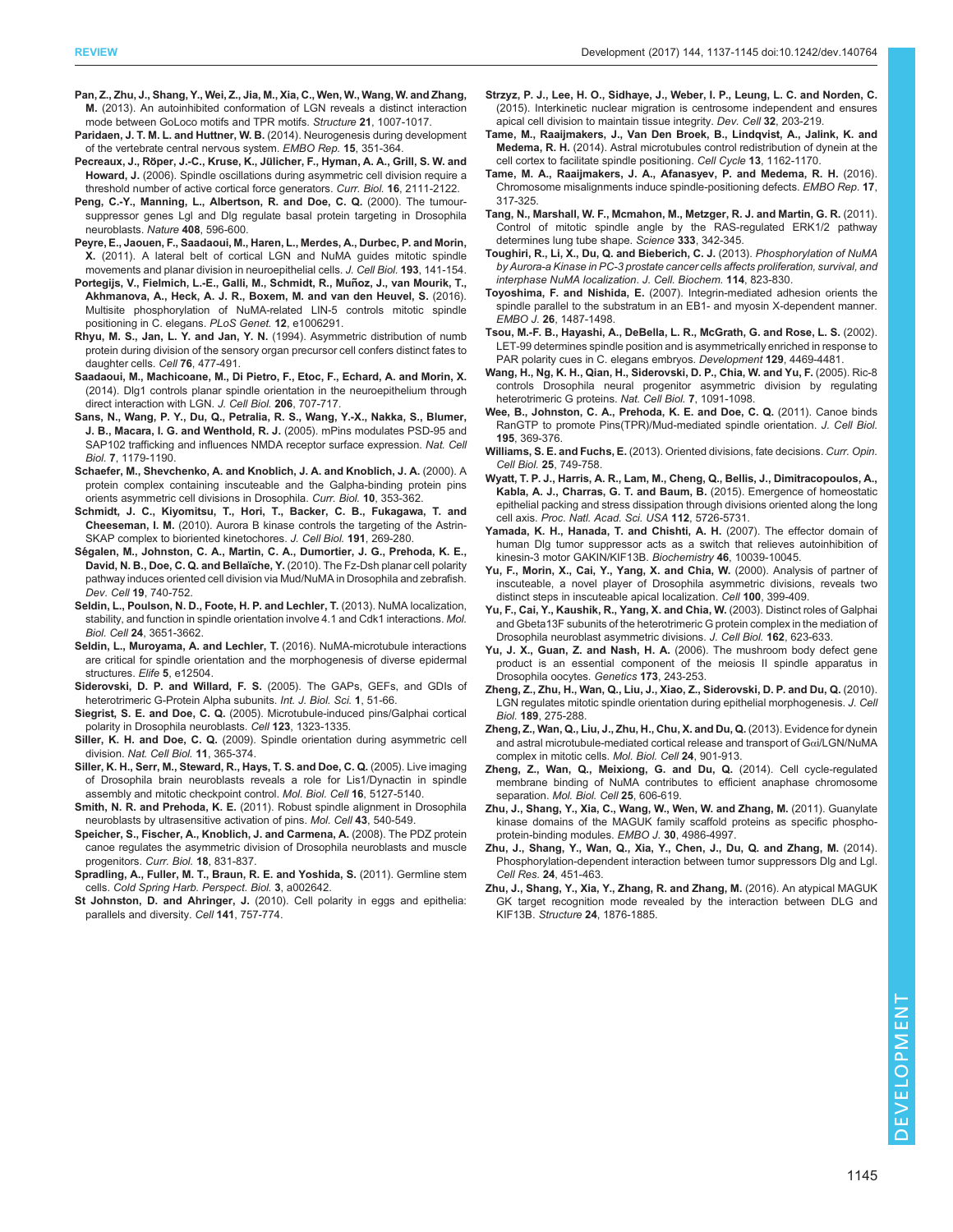**Pan, Z., Zhu, J., Shang, Y., Wei, Z., Jia, M., Xia, C., Wen, W., Wang, W. and Zhang, M.** (2013). An autoinhibited conformation of LGN reveals a distinct interaction mode between GoLoco motifs and TPR motifs. *Structure* **21**, 1007-1017.

**Paridaen, J. T. M. L. and Huttner, W. B.** (2014). Neurogenesis during development of the vertebrate central nervous system. *EMBO Rep.* **15**, 351-364.

**Pecreaux, J., Röper, J.-C., Kruse, K., Jülicher, F., Hyman, A. A., Grill, S. W. and Howard, J.** (2006). Spindle oscillations during asymmetric cell division require a threshold number of active cortical force generators. *Curr. Biol.* **16**, 2111-2122.

**Peng, C.-Y., Manning, L., Albertson, R. and Doe, C. Q.** (2000). The tumour-suppressor genes Lgl and Dlg regulate basal protein targeting in Drosophila neuroblasts. *Nature* **408**, 596-600.

**Peyre, E., Jaouen, F., Saadaoui, M., Haren, L., Merdes, A., Durbec, P. and Morin, X.** (2011). A lateral belt of cortical LGN and NuMA guides mitotic spindle movements and planar division in neuroepithelial cells. *J. Cell Biol.* **193**, 141-154.

**Portegijs, V., Fielmich, L.-E., Galli, M., Schmidt, R., Muñoz, J., van Mourik, T., Akhmanova, A., Heck, A. J. R., Boxem, M. and van den Heuvel, S.** (2016). Multisite phosphorylation of NuMA-related LIN-5 controls mitotic spindle positioning in C. elegans. *PLoS Genet.* **12**, e1006291.

**Rhyu, M. S., Jan, L. Y. and Jan, Y. N.** (1994). Asymmetric distribution of numb protein during division of the sensory organ precursor cell confers distinct fates to daughter cells. *Cell* **76**, 477-491.

**Saadaoui, M., Machicoane, M., Di Pietro, F., Etoc, F., Echard, A. and Morin, X.** (2014). Dlg1 controls planar spindle orientation in the neuroepithelium through direct interaction with LGN. *J. Cell Biol.* **206**, 707-717.

**Sans, N., Wang, P. Y., Du, Q., Petralia, R. S., Wang, Y.-X., Nakka, S., Blumer, J. B., Macara, I. G. and Wenthold, R. J.** (2005). mPins modulates PSD-95 and SAP102 trafficking and influences NMDA receptor surface expression. *Nat. Cell Biol.* **7**, 1179-1190.

**Schaefer, M., Shevchenko, A. and Knoblich, J. A. and Knoblich, J. A.** (2000). A protein complex containing inscuteable and the Galpha-binding protein pins orients asymmetric cell divisions in Drosophila. *Curr. Biol.* **10**, 353-362.

**Schmidt, J. C., Kiyomitsu, T., Hori, T., Backer, C. B., Fukagawa, T. and Cheeseman, I. M.** (2010). Aurora B kinase controls the targeting of the Astrin-SKAP complex to bioriented kinetochores. *J. Cell Biol.* **191**, 269-280.

**Ségalen, M., Johnston, C. A., Martin, C. A., Dumortier, J. G., Prehoda, K. E., David, N. B., Doe, C. Q. and Bellaïche, Y.** (2010). The Fz-Dsh planar cell polarity pathway induces oriented cell division via Mud/NuMA in Drosophila and zebrafish. *Dev. Cell* **19**, 740-752.

**Seldin, L., Poulson, N. D., Foote, H. P. and Lechler, T.** (2013). NuMA localization, stability, and function in spindle orientation involve 4.1 and Cdk1 interactions. *Mol. Biol. Cell* **24**, 3651-3662.

**Seldin, L., Muroyama, A. and Lechler, T.** (2016). NuMA-microtubule interactions are critical for spindle orientation and the morphogenesis of diverse epidermal structures. *Elife* **5**, e12504.

**Siderovski, D. P. and Willard, F. S.** (2005). The GAPs, GEFs, and GDIs of heterotrimeric G-Protein Alpha subunits. *Int. J. Biol. Sci.* **1**, 51-66.

**Siegrist, S. E. and Doe, C. Q.** (2005). Microtubule-induced pins/Galphai cortical polarity in Drosophila neuroblasts. *Cell* **123**, 1323-1335.

**Siller, K. H. and Doe, C. Q.** (2009). Spindle orientation during asymmetric cell division. *Nat. Cell Biol.* **11**, 365-374.

**Siller, K. H., Serr, M., Steward, R., Hays, T. S. and Doe, C. Q.** (2005). Live imaging of Drosophila brain neuroblasts reveals a role for Lis1/Dynactin in spindle assembly and mitotic checkpoint control. *Mol. Biol. Cell* **16**, 5127-5140.

**Smith, N. R. and Prehoda, K. E.** (2011). Robust spindle alignment in Drosophila neuroblasts by ultrasensitive activation of pins. *Mol. Cell* **43**, 540-549.

**Speicher, S., Fischer, A., Knoblich, J. and Carmena, A.** (2008). The PDZ protein canoe regulates the asymmetric division of Drosophila neuroblasts and muscle progenitors. *Curr. Biol.* **18**, 831-837.

**Spradling, A., Fuller, M. T., Braun, R. E. and Yoshida, S.** (2011). Germline stem cells. *Cold Spring Harb. Perspect. Biol.* **3**, a002642.

**St Johnston, D. and Ahringer, J.** (2010). Cell polarity in eggs and epithelia: parallels and diversity. *Cell* **141**, 757-774.

**Strzyz, P. J., Lee, H. O., Sidhaye, J., Weber, I. P., Leung, L. C. and Norden, C.** (2015). Interkinetic nuclear migration is centrosome independent and ensures apical cell division to maintain tissue integrity. *Dev. Cell* **32**, 203-219.

**Tame, M., Raaijmakers, J., Van Den Broek, B., Lindqvist, A., Jalink, K. and Medema, R. H.** (2014). Astral microtubules control redistribution of dynein at the cell cortex to facilitate spindle positioning. *Cell Cycle* **13**, 1162-1170.

**Tame, M. A., Raaijmakers, J. A., Afanasyev, P. and Medema, R. H.** (2016). Chromosome misalignments induce spindle-positioning defects. *EMBO Rep.* **17**, 317-325.

**Tang, N., Marshall, W. F., Mcmahon, M., Metzger, R. J. and Martin, G. R.** (2011). Control of mitotic spindle angle by the RAS-regulated ERK1/2 pathway determines lung tube shape. *Science* **333**, 342-345.

**Toughiri, R., Li, X., Du, Q. and Bieberich, C. J.** (2013). *Phosphorylation of NuMA by Aurora-A Kinase in PC-3 prostate cancer cells affects proliferation, survival, and interphase NuMA localization. J. Cell. Biochem.* **114**, 823-830.

**Toyoshima, F. and Nishida, E.** (2007). Integrin-mediated adhesion orients the spindle parallel to the substratum in an EB1- and myosin X-dependent manner. *EMBO J.* **26**, 1487-1498.

**Tsou, M.-F. B., Hayashi, A., DeBella, L. R., McGrath, G. and Rose, L. S.** (2002). LET-99 determines spindle position and is asymmetrically enriched in response to PAR polarity cues in C. elegans embryos. *Development* **129**, 4469-4481.

**Wang, H., Ng, K. H., Qian, H., Siderovski, D. P., Chia, W. and Yu, F.** (2005). Ric-8 controls Drosophila neural progenitor asymmetric division by regulating heterotrimeric G proteins. *Nat. Cell Biol.* **7**, 1091-1098.

**Wee, B., Johnston, C. A., Prehoda, K. E. and Doe, C. Q.** (2011). Canoe binds RanGTP to promote Pins(TPR)/Mud-mediated spindle orientation. *J. Cell Biol.* **195**, 369-376.

**Williams, S. E. and Fuchs, E.** (2013). Oriented divisions, fate decisions. *Curr. Opin. Cell Biol.* **25**, 749-758.

**Wyatt, T. P. J., Harris, A. R., Lam, M., Cheng, Q., Bellis, J., Dimitracopoulos, A., Kabla, A. J., Charras, G. T. and Baum, B.** (2015). Emergence of homeostatic epithelial packing and stress dissipation through divisions oriented along the long cell axis. *Proc. Natl. Acad. Sci. USA* **112**, 5726-5731.

**Yamada, K. H., Hanada, T. and Chishti, A. H.** (2007). The effector domain of human Dlg tumor suppressor acts as a switch that relieves autoinhibition of kinesin-3 motor GAKIN/KIF13B. *Biochemistry* **46**, 10039-10045.

**Yu, F., Morin, X., Cai, Y., Yang, X. and Chia, W.** (2000). Analysis of partner of inscuteable, a novel player of Drosophila asymmetric divisions, reveals two distinct steps in inscuteable apical localization. *Cell* **100**, 399-409.

**Yu, F., Cai, Y., Kaushik, R., Yang, X. and Chia, W.** (2003). Distinct roles of Galphai and Gbeta13F subunits of the heterotrimeric G protein complex in the mediation of Drosophila neuroblast asymmetric divisions. *J. Cell Biol.* **162**, 623-633.

**Yu, J. X., Guan, Z. and Nash, H. A.** (2006). The mushroom body defect gene product is an essential component of the meiosis II spindle apparatus in Drosophila oocytes. *Genetics* **173**, 243-253.

**Zheng, Z., Zhu, H., Wan, Q., Liu, J., Xiao, Z., Siderovski, D. P. and Du, Q.** (2010). LGN regulates mitotic spindle orientation during epithelial morphogenesis. *J. Cell Biol.* **189**, 275-288.

**Zheng, Z., Wan, Q., Liu, J., Zhu, H., Chu, X. and Du, Q.** (2013). Evidence for dynein and astral microtubule-mediated cortical release and transport of Gαi/LGN/NuMA complex in mitotic cells. *Mol. Biol. Cell* **24**, 901-913.

**Zheng, Z., Wan, Q., Meixiong, G. and Du, Q.** (2014). Cell cycle-regulated membrane binding of NuMA contributes to efficient anaphase chromosome separation. *Mol. Biol. Cell* **25**, 606-619.

**Zhu, J., Shang, Y., Xia, C., Wang, W., Wen, W. and Zhang, M.** (2011). Guanylate kinase domains of the MAGUK family scaffold proteins as specific phospho-protein-binding modules. *EMBO J.* **30**, 4986-4997.

**Zhu, J., Shang, Y., Wan, Q., Xia, Y., Chen, J., Du, Q. and Zhang, M.** (2014). Phosphorylation-dependent interaction between tumor suppressors Dlg and Lgl. *Cell Res.* **24**, 451-463.

**Zhu, J., Shang, Y., Xia, Y., Zhang, R. and Zhang, M.** (2016). An atypical MAGUK GK target recognition mode revealed by the interaction between DLG and KIF13B. *Structure* **24**, 1876-1885.